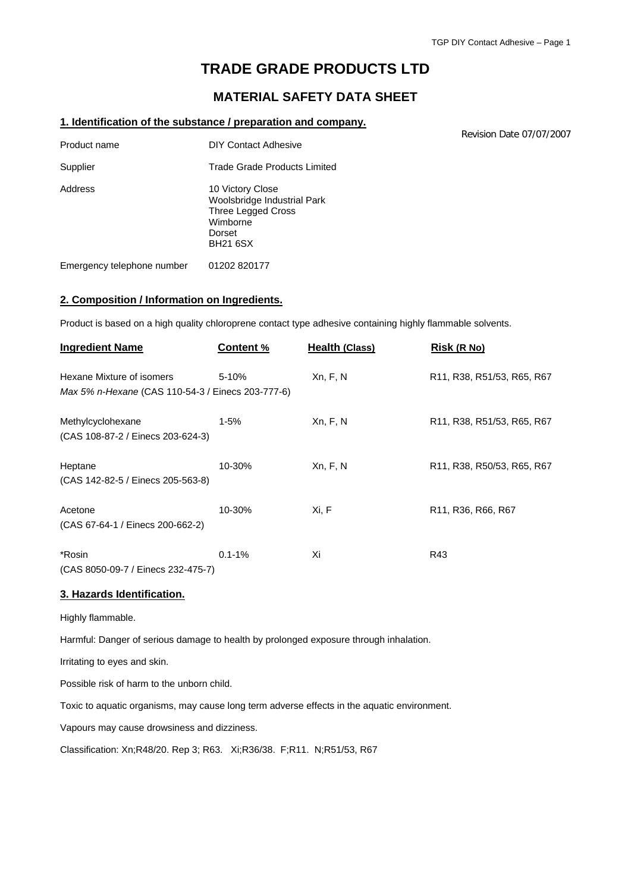# TRADE GRADE PRODUCTS LTD

## MATERIAL SAFETY DATA SHEET

### 1. Identification of the substance / preparation and company.

Revision Date 07/07/2007

| | |
|---|---|
| Product name | DIY Contact Adhesive |
| Supplier | Trade Grade Products Limited |
| Address | 10 Victory Close<br>Woolsbridge Industrial Park<br>Three Legged Cross<br>Wimborne<br>Dorset<br>BH21 6SX |
| Emergency telephone number | 01202 820177 |

### 2. Composition / Information on Ingredients.

Product is based on a high quality chloroprene contact type adhesive containing highly flammable solvents.

| Ingredient Name | Content % | Health (Class) | Risk (R No) |
|---|---|---|---|
| Hexane Mixture of isomers<br>*Max 5% n-Hexane (CAS 110-54-3 / Einecs 203-777-6)* | 5-10% | Xn, F, N | R11, R38, R51/53, R65, R67 |
| Methylcyclohexane<br>(CAS 108-87-2 / Einecs 203-624-3) | 1-5% | Xn, F, N | R11, R38, R51/53, R65, R67 |
| Heptane<br>(CAS 142-82-5 / Einecs 205-563-8) | 10-30% | Xn, F, N | R11, R38, R50/53, R65, R67 |
| Acetone<br>(CAS 67-64-1 / Einecs 200-662-2) | 10-30% | Xi, F | R11, R36, R66, R67 |
| *Rosin<br>(CAS 8050-09-7 / Einecs 232-475-7) | 0.1-1% | Xi | R43 |

### 3. Hazards Identification.

Highly flammable.

Harmful: Danger of serious damage to health by prolonged exposure through inhalation.

Irritating to eyes and skin.

Possible risk of harm to the unborn child.

Toxic to aquatic organisms, may cause long term adverse effects in the aquatic environment.

Vapours may cause drowsiness and dizziness.

Classification: Xn;R48/20. Rep 3; R63. Xi;R36/38. F;R11. N;R51/53, R67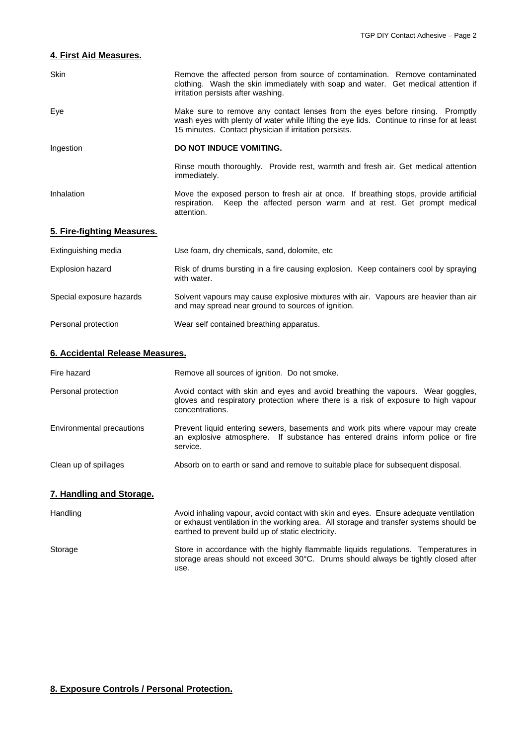## 4. First Aid Measures.

| | |
|---|---|
| Skin | Remove the affected person from source of contamination. Remove contaminated clothing. Wash the skin immediately with soap and water. Get medical attention if irritation persists after washing. |
| Eye | Make sure to remove any contact lenses from the eyes before rinsing. Promptly wash eyes with plenty of water while lifting the eye lids. Continue to rinse for at least 15 minutes. Contact physician if irritation persists. |
| Ingestion | **DO NOT INDUCE VOMITING.** |
| | Rinse mouth thoroughly. Provide rest, warmth and fresh air. Get medical attention immediately. |
| Inhalation | Move the exposed person to fresh air at once. If breathing stops, provide artificial respiration. Keep the affected person warm and at rest. Get prompt medical attention. |

## 5. Fire-fighting Measures.

| | |
|---|---|
| Extinguishing media | Use foam, dry chemicals, sand, dolomite, etc |
| Explosion hazard | Risk of drums bursting in a fire causing explosion. Keep containers cool by spraying with water. |
| Special exposure hazards | Solvent vapours may cause explosive mixtures with air. Vapours are heavier than air and may spread near ground to sources of ignition. |
| Personal protection | Wear self contained breathing apparatus. |

## 6. Accidental Release Measures.

| | |
|---|---|
| Fire hazard | Remove all sources of ignition. Do not smoke. |
| Personal protection | Avoid contact with skin and eyes and avoid breathing the vapours. Wear goggles, gloves and respiratory protection where there is a risk of exposure to high vapour concentrations. |
| Environmental precautions | Prevent liquid entering sewers, basements and work pits where vapour may create an explosive atmosphere. If substance has entered drains inform police or fire service. |
| Clean up of spillages | Absorb on to earth or sand and remove to suitable place for subsequent disposal. |

## 7. Handling and Storage.

| | |
|---|---|
| Handling | Avoid inhaling vapour, avoid contact with skin and eyes. Ensure adequate ventilation or exhaust ventilation in the working area. All storage and transfer systems should be earthed to prevent build up of static electricity. |
| Storage | Store in accordance with the highly flammable liquids regulations. Temperatures in storage areas should not exceed 30°C. Drums should always be tightly closed after use. |

## 8. Exposure Controls / Personal Protection.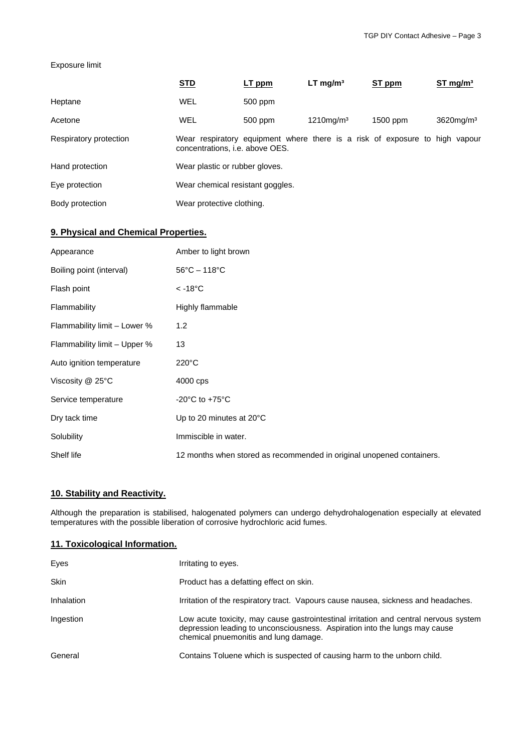Exposure limit

| | STD | LT ppm | LT mg/m³ | ST ppm | ST mg/m³ |
|---|---|---|---|---|---|
| Heptane | WEL | 500 ppm | | | |
| Acetone | WEL | 500 ppm | 1210mg/m³ | 1500 ppm | 3620mg/m³ |

| | |
|---|---|
| Respiratory protection | Wear respiratory equipment where there is a risk of exposure to high vapour concentrations, i.e. above OES. |
| Hand protection | Wear plastic or rubber gloves. |
| Eye protection | Wear chemical resistant goggles. |
| Body protection | Wear protective clothing. |

## 9. Physical and Chemical Properties.

| | |
|---|---|
| Appearance | Amber to light brown |
| Boiling point (interval) | 56°C – 118°C |
| Flash point | < -18°C |
| Flammability | Highly flammable |
| Flammability limit – Lower % | 1.2 |
| Flammability limit – Upper % | 13 |
| Auto ignition temperature | 220°C |
| Viscosity @ 25°C | 4000 cps |
| Service temperature | -20°C to +75°C |
| Dry tack time | Up to 20 minutes at 20°C |
| Solubility | Immiscible in water. |
| Shelf life | 12 months when stored as recommended in original unopened containers. |

## 10. Stability and Reactivity.

Although the preparation is stabilised, halogenated polymers can undergo dehydrohalogenation especially at elevated temperatures with the possible liberation of corrosive hydrochloric acid fumes.

## 11. Toxicological Information.

| | |
|---|---|
| Eyes | Irritating to eyes. |
| Skin | Product has a defatting effect on skin. |
| Inhalation | Irritation of the respiratory tract. Vapours cause nausea, sickness and headaches. |
| Ingestion | Low acute toxicity, may cause gastrointestinal irritation and central nervous system depression leading to unconsciousness. Aspiration into the lungs may cause chemical pnuemonitis and lung damage. |
| General | Contains Toluene which is suspected of causing harm to the unborn child. |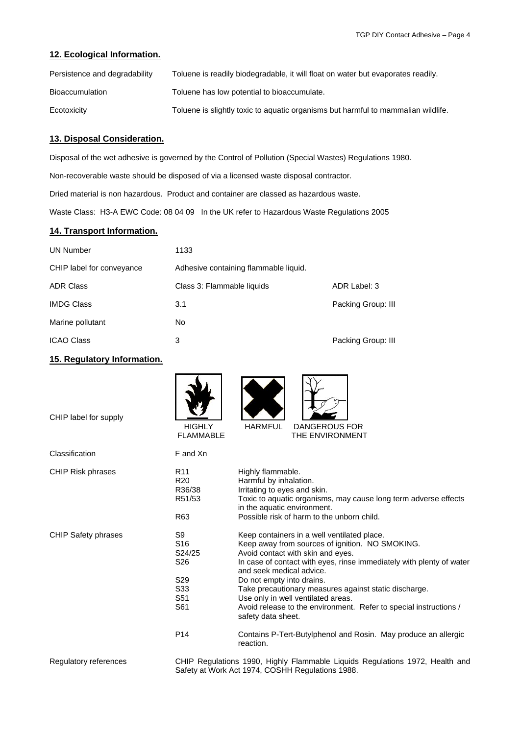## 12. Ecological Information.

| | |
|---|---|
| Persistence and degradability | Toluene is readily biodegradable, it will float on water but evaporates readily. |
| Bioaccumulation | Toluene has low potential to bioaccumulate. |
| Ecotoxicity | Toluene is slightly toxic to aquatic organisms but harmful to mammalian wildlife. |

## 13. Disposal Consideration.

Disposal of the wet adhesive is governed by the Control of Pollution (Special Wastes) Regulations 1980.

Non-recoverable waste should be disposed of via a licensed waste disposal contractor.

Dried material is non hazardous. Product and container are classed as hazardous waste.

Waste Class: H3-A EWC Code: 08 04 09 In the UK refer to Hazardous Waste Regulations 2005

## 14. Transport Information.

| | | |
|---|---|---|
| UN Number | 1133 | |
| CHIP label for conveyance | Adhesive containing flammable liquid. | |
| ADR Class | Class 3: Flammable liquids | ADR Label: 3 |
| IMDG Class | 3.1 | Packing Group: III |
| Marine pollutant | No | |
| ICAO Class | 3 | Packing Group: III |

## 15. Regulatory Information.

CHIP label for supply: HIGHLY FLAMMABLE, HARMFUL, DANGEROUS FOR THE ENVIRONMENT

Classification: F and Xn

| | | |
|---|---|---|
| CHIP Risk phrases | R11 | Highly flammable. |
| | R20 | Harmful by inhalation. |
| | R36/38 | Irritating to eyes and skin. |
| | R51/53 | Toxic to aquatic organisms, may cause long term adverse effects in the aquatic environment. |
| | R63 | Possible risk of harm to the unborn child. |
| CHIP Safety phrases | S9 | Keep containers in a well ventilated place. |
| | S16 | Keep away from sources of ignition. NO SMOKING. |
| | S24/25 | Avoid contact with skin and eyes. |
| | S26 | In case of contact with eyes, rinse immediately with plenty of water and seek medical advice. |
| | S29 | Do not empty into drains. |
| | S33 | Take precautionary measures against static discharge. |
| | S51 | Use only in well ventilated areas. |
| | S61 | Avoid release to the environment. Refer to special instructions / safety data sheet. |
| | P14 | Contains P-Tert-Butylphenol and Rosin. May produce an allergic reaction. |

Regulatory references: CHIP Regulations 1990, Highly Flammable Liquids Regulations 1972, Health and Safety at Work Act 1974, COSHH Regulations 1988.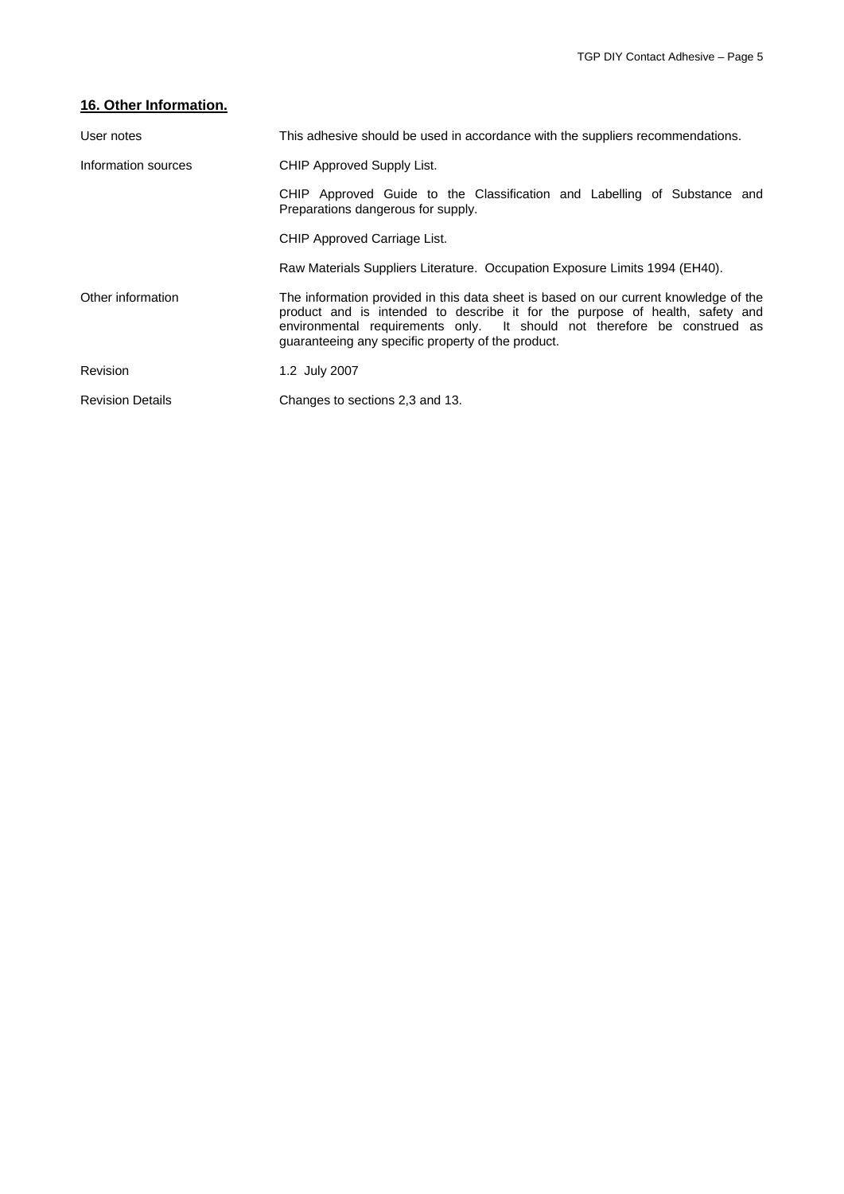## 16. Other Information.

| | |
|---|---|
| User notes | This adhesive should be used in accordance with the suppliers recommendations. |
| Information sources | CHIP Approved Supply List. |
| | CHIP Approved Guide to the Classification and Labelling of Substance and Preparations dangerous for supply. |
| | CHIP Approved Carriage List. |
| | Raw Materials Suppliers Literature. Occupation Exposure Limits 1994 (EH40). |
| Other information | The information provided in this data sheet is based on our current knowledge of the product and is intended to describe it for the purpose of health, safety and environmental requirements only. It should not therefore be construed as guaranteeing any specific property of the product. |
| Revision | 1.2 July 2007 |
| Revision Details | Changes to sections 2,3 and 13. |